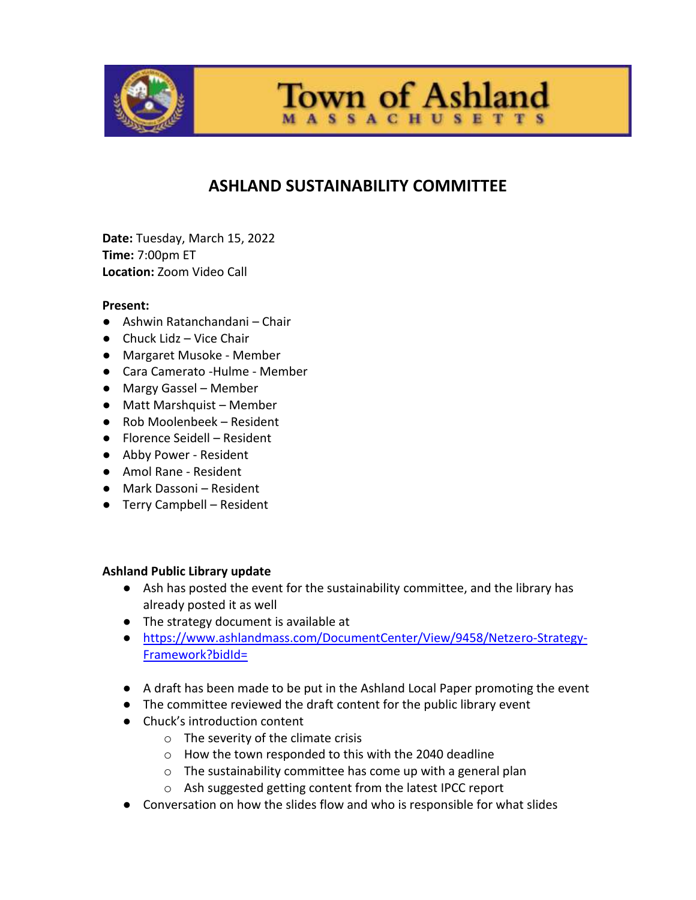Town of Ashland
MASSACHUSETTS

# ASHLAND SUSTAINABILITY COMMITTEE

**Date:** Tuesday, March 15, 2022
**Time:** 7:00pm ET
**Location:** Zoom Video Call

**Present:**
- Ashwin Ratanchandani – Chair
- Chuck Lidz – Vice Chair
- Margaret Musoke - Member
- Cara Camerato -Hulme - Member
- Margy Gassel – Member
- Matt Marshquist – Member
- Rob Moolenbeek – Resident
- Florence Seidell – Resident
- Abby Power - Resident
- Amol Rane - Resident
- Mark Dassoni – Resident
- Terry Campbell – Resident

**Ashland Public Library update**
- Ash has posted the event for the sustainability committee, and the library has already posted it as well
- The strategy document is available at
- https://www.ashlandmass.com/DocumentCenter/View/9458/Netzero-Strategy-Framework?bidId=
- A draft has been made to be put in the Ashland Local Paper promoting the event
- The committee reviewed the draft content for the public library event
- Chuck's introduction content
  - The severity of the climate crisis
  - How the town responded to this with the 2040 deadline
  - The sustainability committee has come up with a general plan
  - Ash suggested getting content from the latest IPCC report
- Conversation on how the slides flow and who is responsible for what slides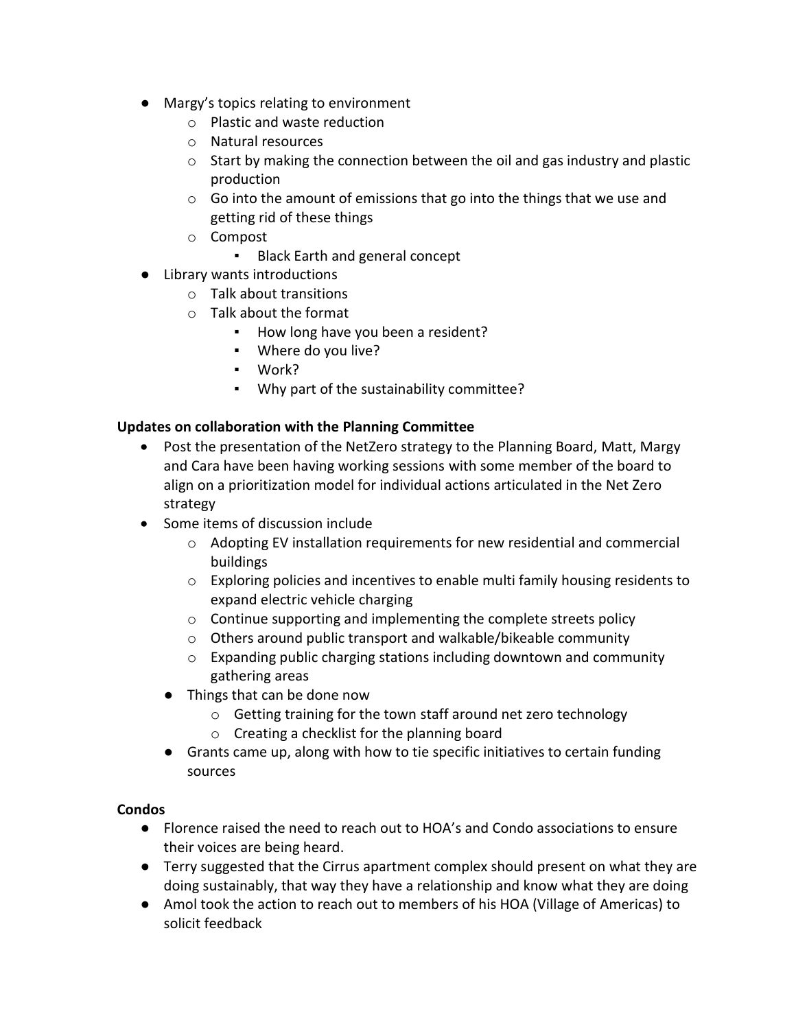- Margy's topics relating to environment
    - Plastic and waste reduction
    - Natural resources
    - Start by making the connection between the oil and gas industry and plastic production
    - Go into the amount of emissions that go into the things that we use and getting rid of these things
    - Compost
        - Black Earth and general concept
- Library wants introductions
    - Talk about transitions
    - Talk about the format
        - How long have you been a resident?
        - Where do you live?
        - Work?
        - Why part of the sustainability committee?

**Updates on collaboration with the Planning Committee**

- Post the presentation of the NetZero strategy to the Planning Board, Matt, Margy and Cara have been having working sessions with some member of the board to align on a prioritization model for individual actions articulated in the Net Zero strategy
- Some items of discussion include
    - Adopting EV installation requirements for new residential and commercial buildings
    - Exploring policies and incentives to enable multi family housing residents to expand electric vehicle charging
    - Continue supporting and implementing the complete streets policy
    - Others around public transport and walkable/bikeable community
    - Expanding public charging stations including downtown and community gathering areas
    - Things that can be done now
        - Getting training for the town staff around net zero technology
        - Creating a checklist for the planning board
    - Grants came up, along with how to tie specific initiatives to certain funding sources

**Condos**

- Florence raised the need to reach out to HOA's and Condo associations to ensure their voices are being heard.
- Terry suggested that the Cirrus apartment complex should present on what they are doing sustainably, that way they have a relationship and know what they are doing
- Amol took the action to reach out to members of his HOA (Village of Americas) to solicit feedback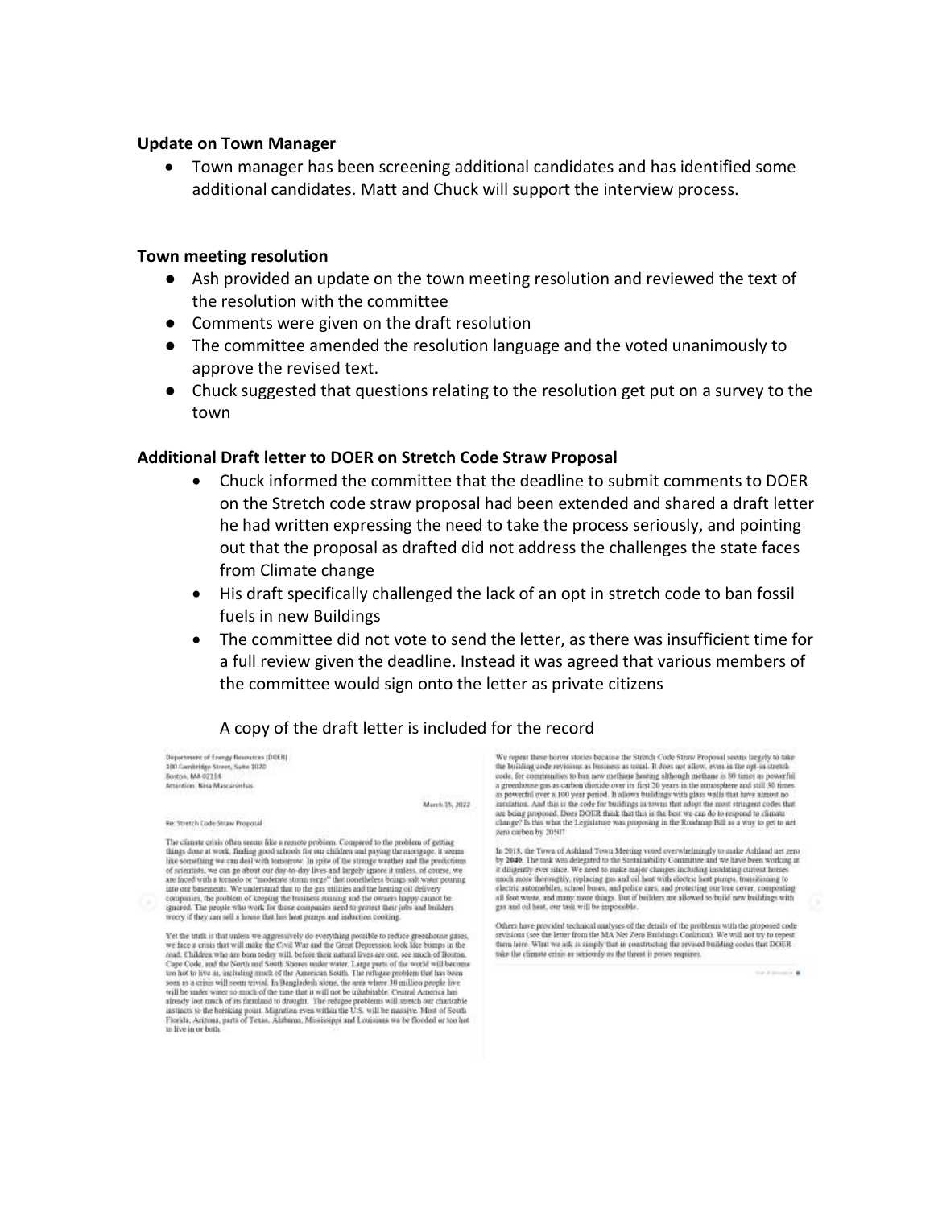**Update on Town Manager**

- Town manager has been screening additional candidates and has identified some additional candidates. Matt and Chuck will support the interview process.

**Town meeting resolution**

- Ash provided an update on the town meeting resolution and reviewed the text of the resolution with the committee
- Comments were given on the draft resolution
- The committee amended the resolution language and the voted unanimously to approve the revised text.
- Chuck suggested that questions relating to the resolution get put on a survey to the town

**Additional Draft letter to DOER on Stretch Code Straw Proposal**

- Chuck informed the committee that the deadline to submit comments to DOER on the Stretch code straw proposal had been extended and shared a draft letter he had written expressing the need to take the process seriously, and pointing out that the proposal as drafted did not address the challenges the state faces from Climate change
- His draft specifically challenged the lack of an opt in stretch code to ban fossil fuels in new Buildings
- The committee did not vote to send the letter, as there was insufficient time for a full review given the deadline. Instead it was agreed that various members of the committee would sign onto the letter as private citizens

A copy of the draft letter is included for the record

Department of Energy Resources (DOER)
100 Cambridge Street, Suite 1020
Boston, MA 02114
Attention: Nina Mascarenhas

March 15, 2022

Re: Stretch Code Straw Proposal

The climate crisis often seems like a remote problem. Compared to the problem of getting things done at work, finding good schools for our children and paying the mortgage, it seems like something we can deal with tomorrow. In spite of the strange weather and the predictions of scientists, we can go about our day-to-day lives and largely ignore it unless, of course, we are faced with a tornado or "moderate storm surge" that nonetheless brings salt water pouring into our basements. We understand that to the gas utilities and the heating oil delivery companies, the problem of keeping the business running and the owners happy cannot be ignored. The people who work for those companies need to protect their jobs and builders worry if they can sell a house that has heat pumps and induction cooking.

Yet the truth is that unless we aggressively do everything possible to reduce greenhouse gases, we face a crisis that will make the Civil War and the Great Depression look like bumps in the road. Children who are born today will, before their natural lives are out, see much of Boston, Cape Cod, and the North and South Shores under water. Large parts of the world will become too hot to live in, including much of the American South. The refugee problem that has been seen as a crisis will seem trivial. In Bangladesh alone, the area where 30 million people live will be under water so much of the time that it will not be inhabitable. Central America has already lost much of its farmland to drought. The refugee problems will stretch our charitable instincts to the breaking point. Migration even within the U.S. will be massive. Most of South Florida, Arizona, parts of Texas, Alabama, Mississippi and Louisiana will be flooded or too hot to live in or both.

We repeat these horror stories because the Stretch Code Straw Proposal seems largely to take the building code revisions as business as usual. It does not allow, even in the opt-in stretch code, for communities to ban new methane heating although methane is 80 times as powerful a greenhouse gas as carbon dioxide over its first 20 years in the atmosphere and still 30 times as powerful over a 100 year period. It allows buildings with glass walls that have almost no insulation. And this is the code for buildings in towns that adopt the most stringent codes that are being proposed. Does DOER think that this is the best we can do to respond to climate change? Is this what the Legislature was proposing in the Roadmap Bill as a way to get to net zero carbon by 2050?

In 2018, the Town of Ashland Town Meeting voted overwhelmingly to make Ashland net zero by **2040**. The task was delegated to the Sustainability Committee and we have been working at it diligently ever since. We need to make major changes including insulating current homes much more thoroughly, replacing gas and oil heat with electric heat pumps, transitioning to electric automobiles, school buses, and police cars, and protecting our tree cover, composting all food waste, and many more things. But if builders are allowed to build new buildings with gas and oil heat, our task will be impossible.

Others have provided technical analyses of the details of the problems with the proposed code revisions (see the letter from the MA Net Zero Buildings Coalition). We will not try to repeat them here. What we ask is simply that in constructing the revised building codes that DOER take the climate crisis as seriously as the threat it poses requires.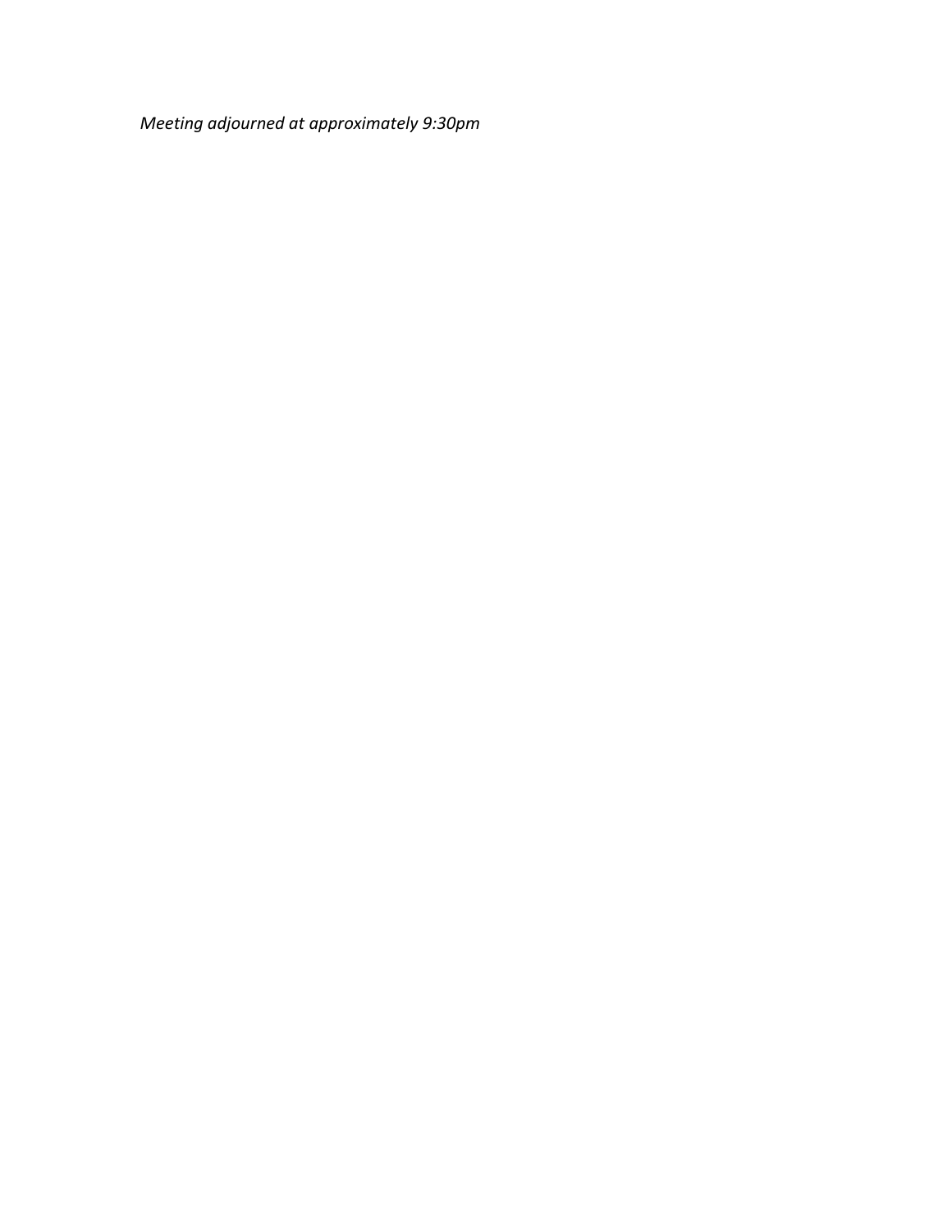*Meeting adjourned at approximately 9:30pm*